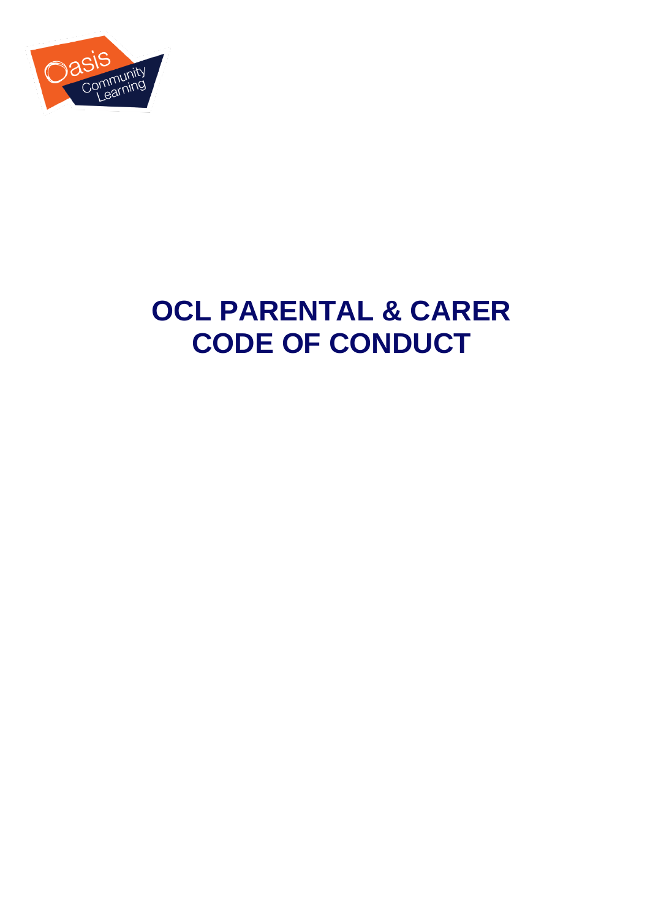# OCL PARENTAL & CARER CODE OF CONDUCT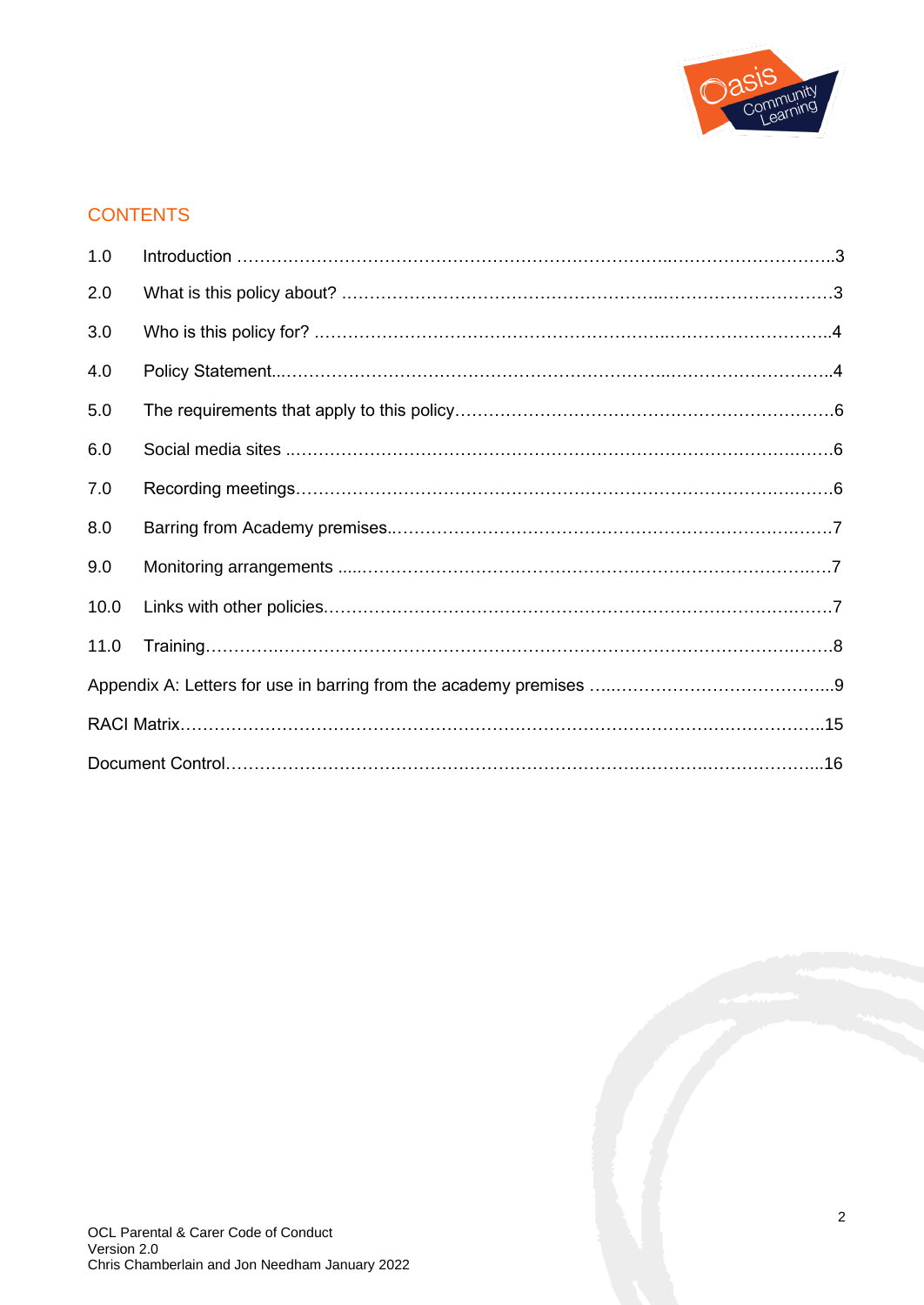## CONTENTS

| | | |
|---|---|---|
| 1.0 | Introduction | 3 |
| 2.0 | What is this policy about? | 3 |
| 3.0 | Who is this policy for? | 4 |
| 4.0 | Policy Statement | 4 |
| 5.0 | The requirements that apply to this policy | 6 |
| 6.0 | Social media sites | 6 |
| 7.0 | Recording meetings | 6 |
| 8.0 | Barring from Academy premises | 7 |
| 9.0 | Monitoring arrangements | 7 |
| 10.0 | Links with other policies | 7 |
| 11.0 | Training | 8 |
| | Appendix A: Letters for use in barring from the academy premises | 9 |
| | RACI Matrix | 15 |
| | Document Control | 16 |

OCL Parental & Carer Code of Conduct
Version 2.0
Chris Chamberlain and Jon Needham January 2022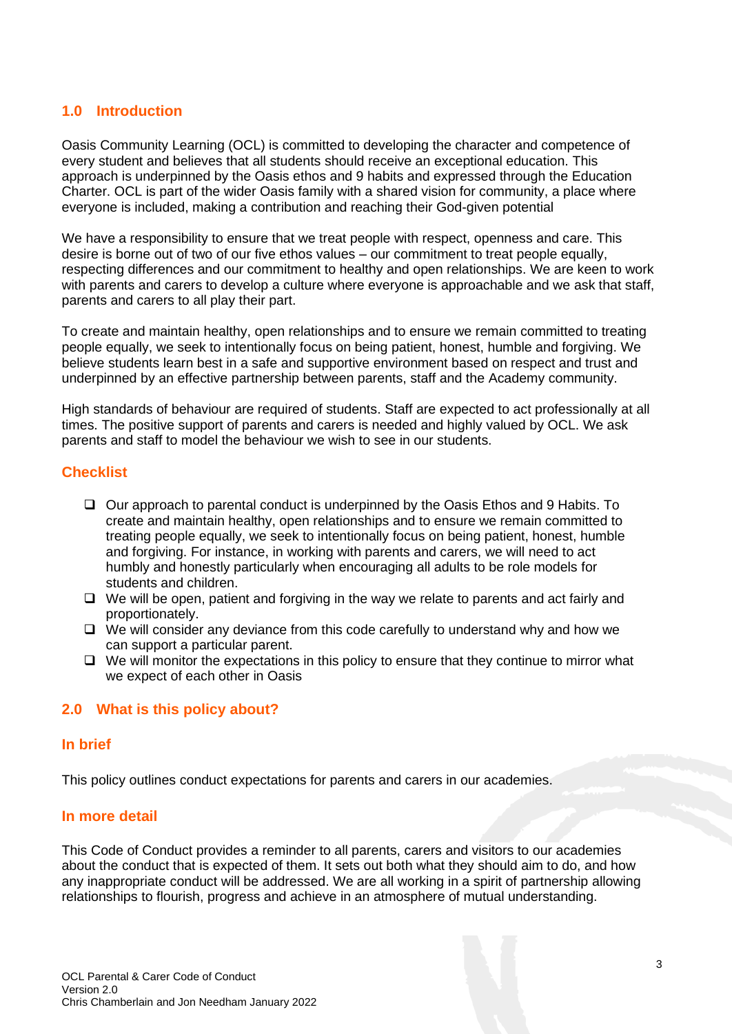## 1.0 Introduction

Oasis Community Learning (OCL) is committed to developing the character and competence of every student and believes that all students should receive an exceptional education. This approach is underpinned by the Oasis ethos and 9 habits and expressed through the Education Charter. OCL is part of the wider Oasis family with a shared vision for community, a place where everyone is included, making a contribution and reaching their God-given potential

We have a responsibility to ensure that we treat people with respect, openness and care. This desire is borne out of two of our five ethos values – our commitment to treat people equally, respecting differences and our commitment to healthy and open relationships. We are keen to work with parents and carers to develop a culture where everyone is approachable and we ask that staff, parents and carers to all play their part.

To create and maintain healthy, open relationships and to ensure we remain committed to treating people equally, we seek to intentionally focus on being patient, honest, humble and forgiving. We believe students learn best in a safe and supportive environment based on respect and trust and underpinned by an effective partnership between parents, staff and the Academy community.

High standards of behaviour are required of students. Staff are expected to act professionally at all times. The positive support of parents and carers is needed and highly valued by OCL. We ask parents and staff to model the behaviour we wish to see in our students.

### Checklist

- ❑ Our approach to parental conduct is underpinned by the Oasis Ethos and 9 Habits. To create and maintain healthy, open relationships and to ensure we remain committed to treating people equally, we seek to intentionally focus on being patient, honest, humble and forgiving. For instance, in working with parents and carers, we will need to act humbly and honestly particularly when encouraging all adults to be role models for students and children.
- ❑ We will be open, patient and forgiving in the way we relate to parents and act fairly and proportionately.
- ❑ We will consider any deviance from this code carefully to understand why and how we can support a particular parent.
- ❑ We will monitor the expectations in this policy to ensure that they continue to mirror what we expect of each other in Oasis

## 2.0 What is this policy about?

### In brief

This policy outlines conduct expectations for parents and carers in our academies.

### In more detail

This Code of Conduct provides a reminder to all parents, carers and visitors to our academies about the conduct that is expected of them. It sets out both what they should aim to do, and how any inappropriate conduct will be addressed. We are all working in a spirit of partnership allowing relationships to flourish, progress and achieve in an atmosphere of mutual understanding.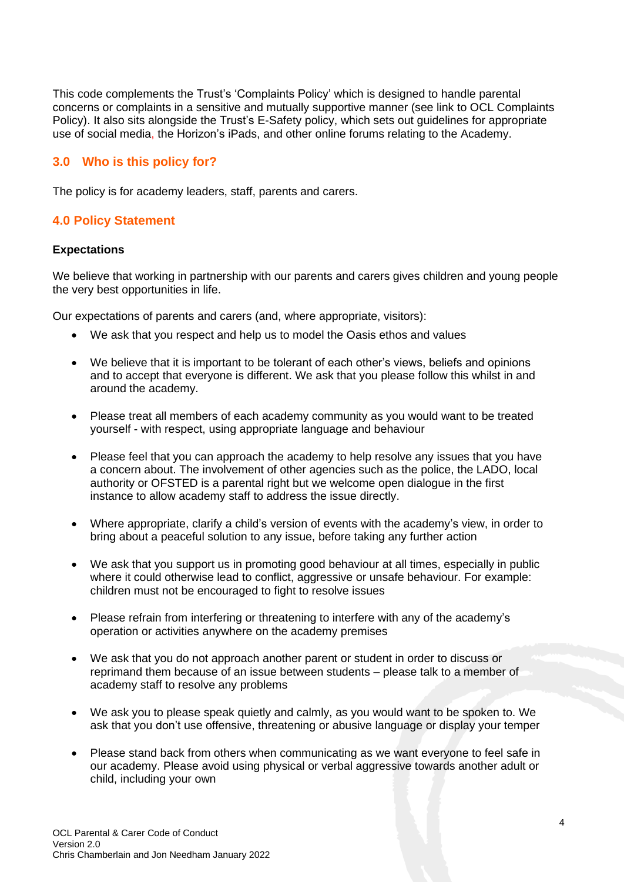This code complements the Trust's 'Complaints Policy' which is designed to handle parental concerns or complaints in a sensitive and mutually supportive manner (see link to OCL Complaints Policy). It also sits alongside the Trust's E-Safety policy, which sets out guidelines for appropriate use of social media, the Horizon's iPads, and other online forums relating to the Academy.

## 3.0 Who is this policy for?

The policy is for academy leaders, staff, parents and carers.

## 4.0 Policy Statement

**Expectations**

We believe that working in partnership with our parents and carers gives children and young people the very best opportunities in life.

Our expectations of parents and carers (and, where appropriate, visitors):

- We ask that you respect and help us to model the Oasis ethos and values
- We believe that it is important to be tolerant of each other's views, beliefs and opinions and to accept that everyone is different. We ask that you please follow this whilst in and around the academy.
- Please treat all members of each academy community as you would want to be treated yourself - with respect, using appropriate language and behaviour
- Please feel that you can approach the academy to help resolve any issues that you have a concern about. The involvement of other agencies such as the police, the LADO, local authority or OFSTED is a parental right but we welcome open dialogue in the first instance to allow academy staff to address the issue directly.
- Where appropriate, clarify a child's version of events with the academy's view, in order to bring about a peaceful solution to any issue, before taking any further action
- We ask that you support us in promoting good behaviour at all times, especially in public where it could otherwise lead to conflict, aggressive or unsafe behaviour. For example: children must not be encouraged to fight to resolve issues
- Please refrain from interfering or threatening to interfere with any of the academy's operation or activities anywhere on the academy premises
- We ask that you do not approach another parent or student in order to discuss or reprimand them because of an issue between students – please talk to a member of academy staff to resolve any problems
- We ask you to please speak quietly and calmly, as you would want to be spoken to. We ask that you don't use offensive, threatening or abusive language or display your temper
- Please stand back from others when communicating as we want everyone to feel safe in our academy. Please avoid using physical or verbal aggressive towards another adult or child, including your own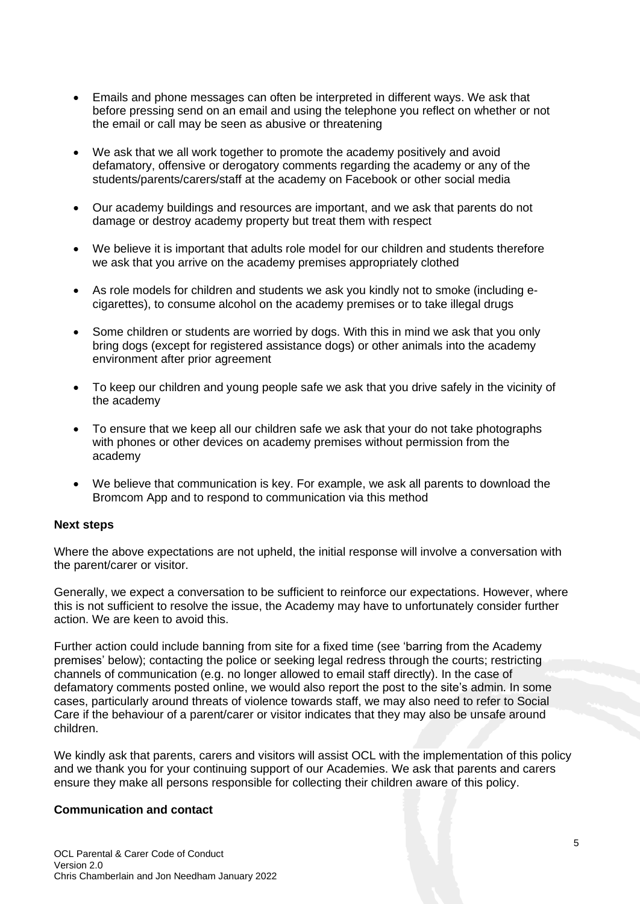- Emails and phone messages can often be interpreted in different ways. We ask that before pressing send on an email and using the telephone you reflect on whether or not the email or call may be seen as abusive or threatening
- We ask that we all work together to promote the academy positively and avoid defamatory, offensive or derogatory comments regarding the academy or any of the students/parents/carers/staff at the academy on Facebook or other social media
- Our academy buildings and resources are important, and we ask that parents do not damage or destroy academy property but treat them with respect
- We believe it is important that adults role model for our children and students therefore we ask that you arrive on the academy premises appropriately clothed
- As role models for children and students we ask you kindly not to smoke (including e-cigarettes), to consume alcohol on the academy premises or to take illegal drugs
- Some children or students are worried by dogs. With this in mind we ask that you only bring dogs (except for registered assistance dogs) or other animals into the academy environment after prior agreement
- To keep our children and young people safe we ask that you drive safely in the vicinity of the academy
- To ensure that we keep all our children safe we ask that your do not take photographs with phones or other devices on academy premises without permission from the academy
- We believe that communication is key. For example, we ask all parents to download the Bromcom App and to respond to communication via this method

**Next steps**

Where the above expectations are not upheld, the initial response will involve a conversation with the parent/carer or visitor.

Generally, we expect a conversation to be sufficient to reinforce our expectations. However, where this is not sufficient to resolve the issue, the Academy may have to unfortunately consider further action. We are keen to avoid this.

Further action could include banning from site for a fixed time (see 'barring from the Academy premises' below); contacting the police or seeking legal redress through the courts; restricting channels of communication (e.g. no longer allowed to email staff directly). In the case of defamatory comments posted online, we would also report the post to the site's admin. In some cases, particularly around threats of violence towards staff, we may also need to refer to Social Care if the behaviour of a parent/carer or visitor indicates that they may also be unsafe around children.

We kindly ask that parents, carers and visitors will assist OCL with the implementation of this policy and we thank you for your continuing support of our Academies. We ask that parents and carers ensure they make all persons responsible for collecting their children aware of this policy.

**Communication and contact**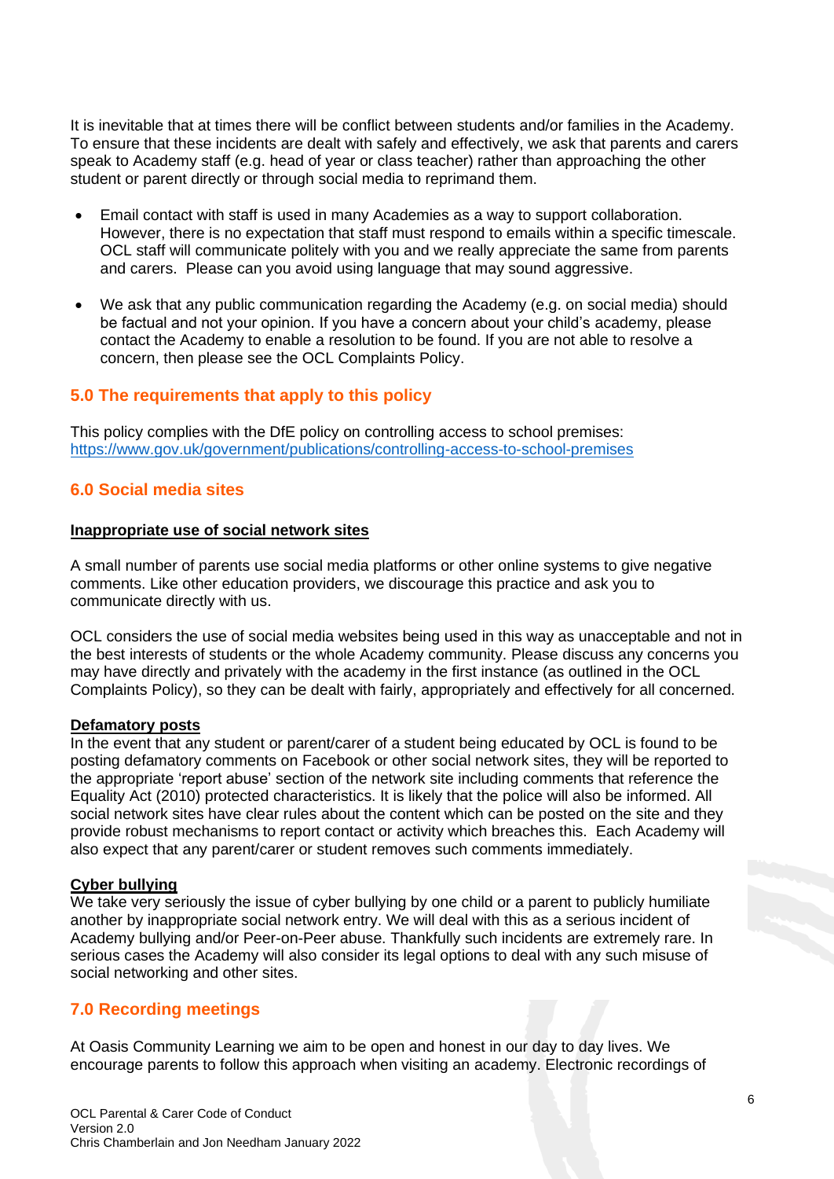It is inevitable that at times there will be conflict between students and/or families in the Academy. To ensure that these incidents are dealt with safely and effectively, we ask that parents and carers speak to Academy staff (e.g. head of year or class teacher) rather than approaching the other student or parent directly or through social media to reprimand them.

- Email contact with staff is used in many Academies as a way to support collaboration. However, there is no expectation that staff must respond to emails within a specific timescale. OCL staff will communicate politely with you and we really appreciate the same from parents and carers. Please can you avoid using language that may sound aggressive.

- We ask that any public communication regarding the Academy (e.g. on social media) should be factual and not your opinion. If you have a concern about your child's academy, please contact the Academy to enable a resolution to be found. If you are not able to resolve a concern, then please see the OCL Complaints Policy.

## 5.0 The requirements that apply to this policy

This policy complies with the DfE policy on controlling access to school premises: https://www.gov.uk/government/publications/controlling-access-to-school-premises

## 6.0 Social media sites

**Inappropriate use of social network sites**

A small number of parents use social media platforms or other online systems to give negative comments. Like other education providers, we discourage this practice and ask you to communicate directly with us.

OCL considers the use of social media websites being used in this way as unacceptable and not in the best interests of students or the whole Academy community. Please discuss any concerns you may have directly and privately with the academy in the first instance (as outlined in the OCL Complaints Policy), so they can be dealt with fairly, appropriately and effectively for all concerned.

**Defamatory posts**

In the event that any student or parent/carer of a student being educated by OCL is found to be posting defamatory comments on Facebook or other social network sites, they will be reported to the appropriate 'report abuse' section of the network site including comments that reference the Equality Act (2010) protected characteristics. It is likely that the police will also be informed. All social network sites have clear rules about the content which can be posted on the site and they provide robust mechanisms to report contact or activity which breaches this. Each Academy will also expect that any parent/carer or student removes such comments immediately.

**Cyber bullying**

We take very seriously the issue of cyber bullying by one child or a parent to publicly humiliate another by inappropriate social network entry. We will deal with this as a serious incident of Academy bullying and/or Peer-on-Peer abuse. Thankfully such incidents are extremely rare. In serious cases the Academy will also consider its legal options to deal with any such misuse of social networking and other sites.

## 7.0 Recording meetings

At Oasis Community Learning we aim to be open and honest in our day to day lives. We encourage parents to follow this approach when visiting an academy. Electronic recordings of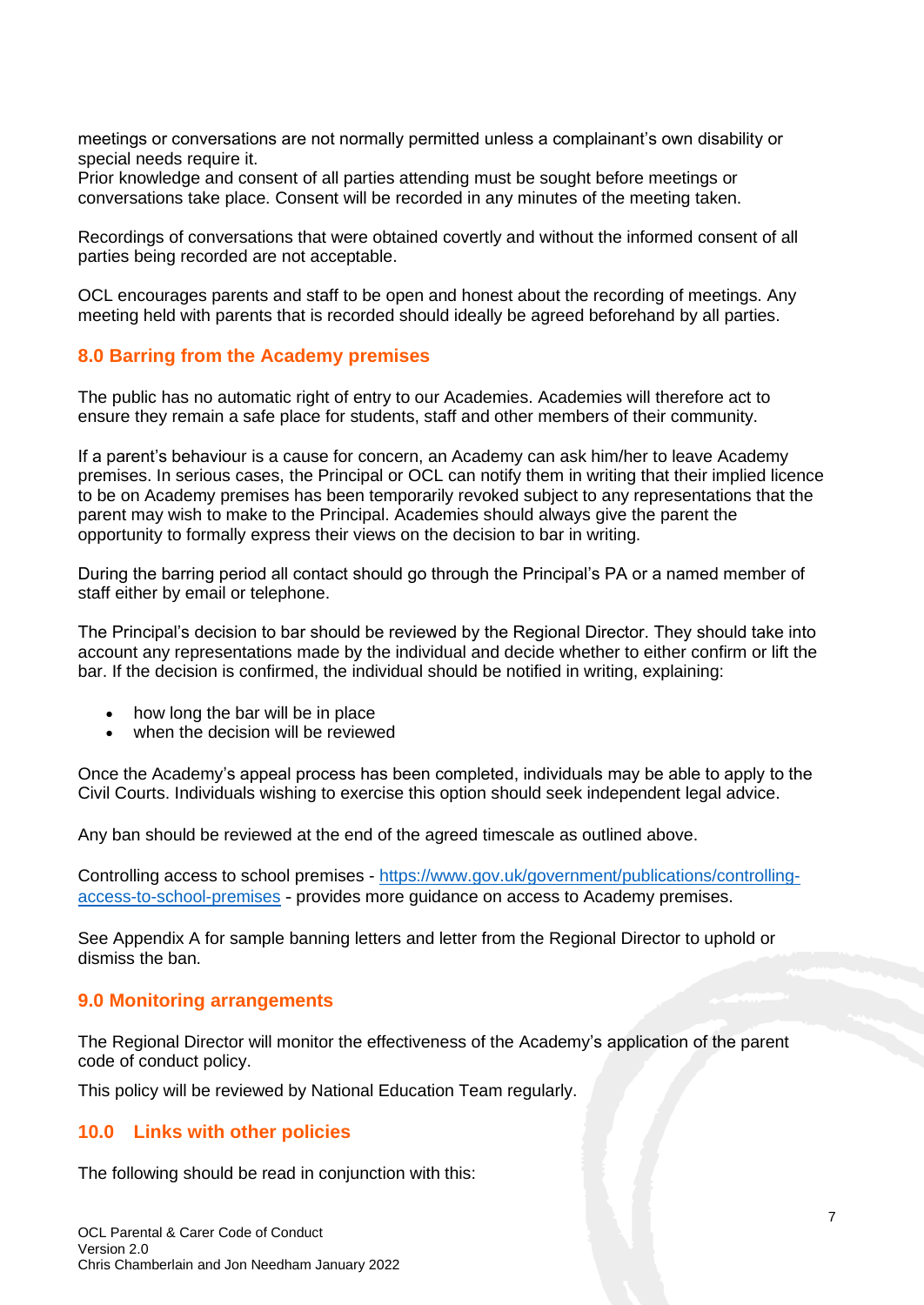meetings or conversations are not normally permitted unless a complainant's own disability or special needs require it.
Prior knowledge and consent of all parties attending must be sought before meetings or conversations take place. Consent will be recorded in any minutes of the meeting taken.

Recordings of conversations that were obtained covertly and without the informed consent of all parties being recorded are not acceptable.

OCL encourages parents and staff to be open and honest about the recording of meetings. Any meeting held with parents that is recorded should ideally be agreed beforehand by all parties.

## 8.0 Barring from the Academy premises

The public has no automatic right of entry to our Academies. Academies will therefore act to ensure they remain a safe place for students, staff and other members of their community.

If a parent's behaviour is a cause for concern, an Academy can ask him/her to leave Academy premises. In serious cases, the Principal or OCL can notify them in writing that their implied licence to be on Academy premises has been temporarily revoked subject to any representations that the parent may wish to make to the Principal. Academies should always give the parent the opportunity to formally express their views on the decision to bar in writing.

During the barring period all contact should go through the Principal's PA or a named member of staff either by email or telephone.

The Principal's decision to bar should be reviewed by the Regional Director. They should take into account any representations made by the individual and decide whether to either confirm or lift the bar. If the decision is confirmed, the individual should be notified in writing, explaining:

- how long the bar will be in place
- when the decision will be reviewed

Once the Academy's appeal process has been completed, individuals may be able to apply to the Civil Courts. Individuals wishing to exercise this option should seek independent legal advice.

Any ban should be reviewed at the end of the agreed timescale as outlined above.

Controlling access to school premises - [https://www.gov.uk/government/publications/controlling-access-to-school-premises](https://www.gov.uk/government/publications/controlling-access-to-school-premises) - provides more guidance on access to Academy premises.

See Appendix A for sample banning letters and letter from the Regional Director to uphold or dismiss the ban.

## 9.0 Monitoring arrangements

The Regional Director will monitor the effectiveness of the Academy's application of the parent code of conduct policy.

This policy will be reviewed by National Education Team regularly.

## 10.0 Links with other policies

The following should be read in conjunction with this: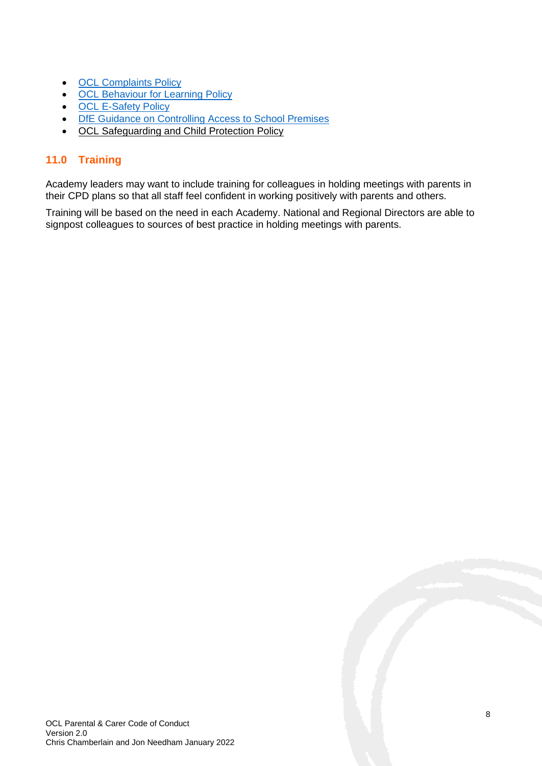- OCL Complaints Policy
- OCL Behaviour for Learning Policy
- OCL E-Safety Policy
- DfE Guidance on Controlling Access to School Premises
- OCL Safeguarding and Child Protection Policy

## 11.0 Training

Academy leaders may want to include training for colleagues in holding meetings with parents in their CPD plans so that all staff feel confident in working positively with parents and others.

Training will be based on the need in each Academy. National and Regional Directors are able to signpost colleagues to sources of best practice in holding meetings with parents.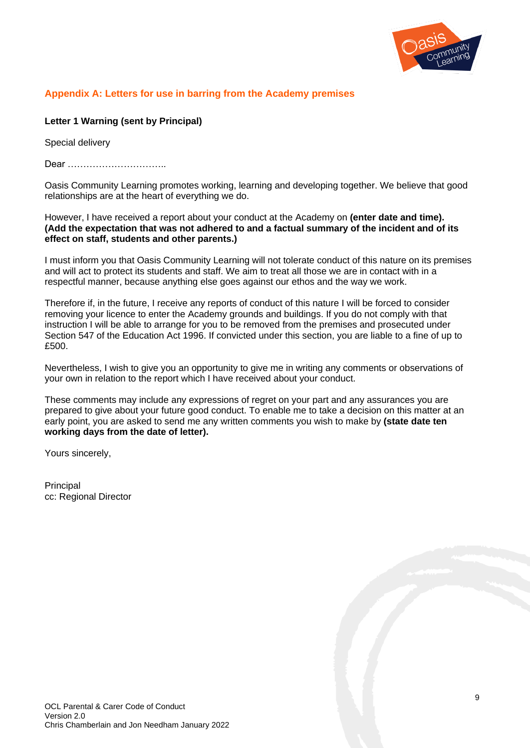## Appendix A: Letters for use in barring from the Academy premises

**Letter 1 Warning (sent by Principal)**

Special delivery

Dear …………………………..

Oasis Community Learning promotes working, learning and developing together. We believe that good relationships are at the heart of everything we do.

However, I have received a report about your conduct at the Academy on **(enter date and time). (Add the expectation that was not adhered to and a factual summary of the incident and of its effect on staff, students and other parents.)**

I must inform you that Oasis Community Learning will not tolerate conduct of this nature on its premises and will act to protect its students and staff. We aim to treat all those we are in contact with in a respectful manner, because anything else goes against our ethos and the way we work.

Therefore if, in the future, I receive any reports of conduct of this nature I will be forced to consider removing your licence to enter the Academy grounds and buildings. If you do not comply with that instruction I will be able to arrange for you to be removed from the premises and prosecuted under Section 547 of the Education Act 1996. If convicted under this section, you are liable to a fine of up to £500.

Nevertheless, I wish to give you an opportunity to give me in writing any comments or observations of your own in relation to the report which I have received about your conduct.

These comments may include any expressions of regret on your part and any assurances you are prepared to give about your future good conduct. To enable me to take a decision on this matter at an early point, you are asked to send me any written comments you wish to make by **(state date ten working days from the date of letter).**

Yours sincerely,

Principal
cc: Regional Director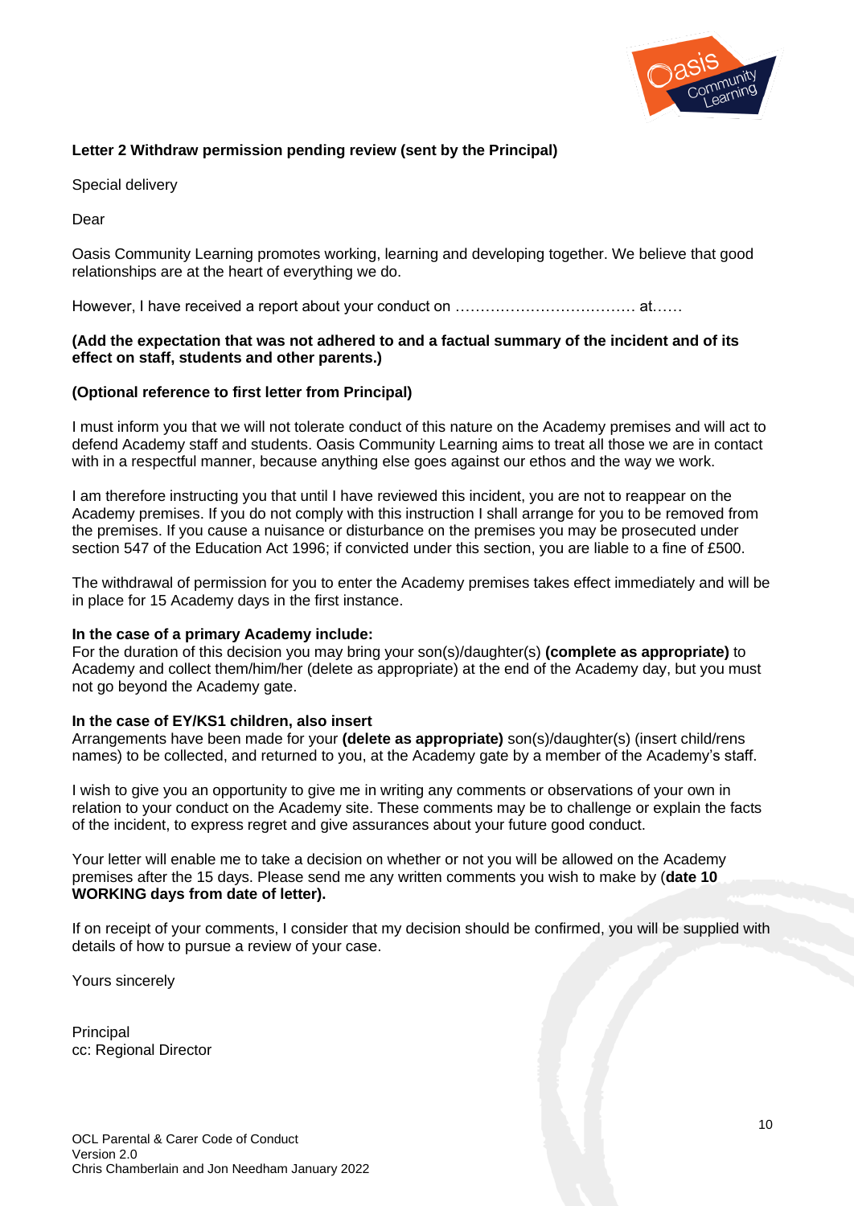**Letter 2 Withdraw permission pending review (sent by the Principal)**

Special delivery

Dear

Oasis Community Learning promotes working, learning and developing together. We believe that good relationships are at the heart of everything we do.

However, I have received a report about your conduct on ……………………………… at……

**(Add the expectation that was not adhered to and a factual summary of the incident and of its effect on staff, students and other parents.)**

**(Optional reference to first letter from Principal)**

I must inform you that we will not tolerate conduct of this nature on the Academy premises and will act to defend Academy staff and students. Oasis Community Learning aims to treat all those we are in contact with in a respectful manner, because anything else goes against our ethos and the way we work.

I am therefore instructing you that until I have reviewed this incident, you are not to reappear on the Academy premises. If you do not comply with this instruction I shall arrange for you to be removed from the premises. If you cause a nuisance or disturbance on the premises you may be prosecuted under section 547 of the Education Act 1996; if convicted under this section, you are liable to a fine of £500.

The withdrawal of permission for you to enter the Academy premises takes effect immediately and will be in place for 15 Academy days in the first instance.

**In the case of a primary Academy include:**
For the duration of this decision you may bring your son(s)/daughter(s) **(complete as appropriate)** to Academy and collect them/him/her (delete as appropriate) at the end of the Academy day, but you must not go beyond the Academy gate.

**In the case of EY/KS1 children, also insert**
Arrangements have been made for your **(delete as appropriate)** son(s)/daughter(s) (insert child/rens names) to be collected, and returned to you, at the Academy gate by a member of the Academy's staff.

I wish to give you an opportunity to give me in writing any comments or observations of your own in relation to your conduct on the Academy site. These comments may be to challenge or explain the facts of the incident, to express regret and give assurances about your future good conduct.

Your letter will enable me to take a decision on whether or not you will be allowed on the Academy premises after the 15 days. Please send me any written comments you wish to make by (**date 10 WORKING days from date of letter).**

If on receipt of your comments, I consider that my decision should be confirmed, you will be supplied with details of how to pursue a review of your case.

Yours sincerely

Principal
cc: Regional Director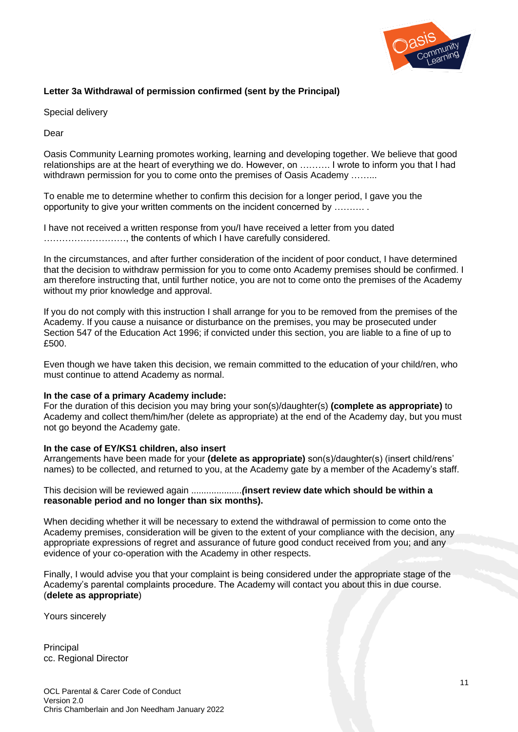**Letter 3a Withdrawal of permission confirmed (sent by the Principal)**

Special delivery

Dear

Oasis Community Learning promotes working, learning and developing together. We believe that good relationships are at the heart of everything we do. However, on ………. I wrote to inform you that I had withdrawn permission for you to come onto the premises of Oasis Academy ……...

To enable me to determine whether to confirm this decision for a longer period, I gave you the opportunity to give your written comments on the incident concerned by ………. .

I have not received a written response from you/I have received a letter from you dated ………………………, the contents of which I have carefully considered.

In the circumstances, and after further consideration of the incident of poor conduct, I have determined that the decision to withdraw permission for you to come onto Academy premises should be confirmed. I am therefore instructing that, until further notice, you are not to come onto the premises of the Academy without my prior knowledge and approval.

If you do not comply with this instruction I shall arrange for you to be removed from the premises of the Academy. If you cause a nuisance or disturbance on the premises, you may be prosecuted under Section 547 of the Education Act 1996; if convicted under this section, you are liable to a fine of up to £500.

Even though we have taken this decision, we remain committed to the education of your child/ren, who must continue to attend Academy as normal.

**In the case of a primary Academy include:**
For the duration of this decision you may bring your son(s)/daughter(s) **(complete as appropriate)** to Academy and collect them/him/her (delete as appropriate) at the end of the Academy day, but you must not go beyond the Academy gate.

**In the case of EY/KS1 children, also insert**
Arrangements have been made for your **(delete as appropriate)** son(s)/daughter(s) (insert child/rens' names) to be collected, and returned to you, at the Academy gate by a member of the Academy's staff.

This decision will be reviewed again ....................***(*insert review date which should be within a reasonable period and no longer than six months).**

When deciding whether it will be necessary to extend the withdrawal of permission to come onto the Academy premises, consideration will be given to the extent of your compliance with the decision, any appropriate expressions of regret and assurance of future good conduct received from you; and any evidence of your co-operation with the Academy in other respects.

Finally, I would advise you that your complaint is being considered under the appropriate stage of the Academy's parental complaints procedure. The Academy will contact you about this in due course. (**delete as appropriate**)

Yours sincerely

Principal
cc. Regional Director

OCL Parental & Carer Code of Conduct
Version 2.0
Chris Chamberlain and Jon Needham January 2022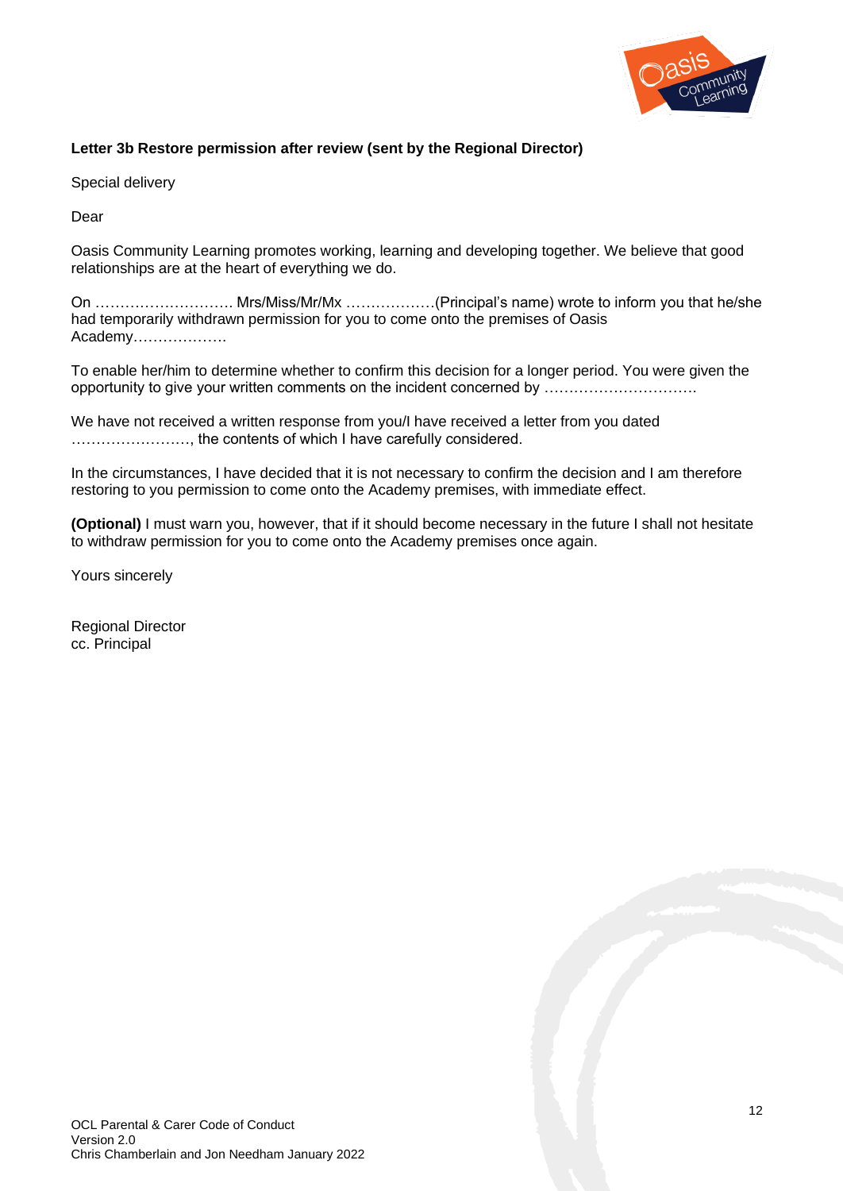**Letter 3b Restore permission after review (sent by the Regional Director)**

Special delivery

Dear

Oasis Community Learning promotes working, learning and developing together. We believe that good relationships are at the heart of everything we do.

On ………………………. Mrs/Miss/Mr/Mx ………………(Principal's name) wrote to inform you that he/she had temporarily withdrawn permission for you to come onto the premises of Oasis Academy……………….

To enable her/him to determine whether to confirm this decision for a longer period. You were given the opportunity to give your written comments on the incident concerned by ………………………….

We have not received a written response from you/I have received a letter from you dated ……………………, the contents of which I have carefully considered.

In the circumstances, I have decided that it is not necessary to confirm the decision and I am therefore restoring to you permission to come onto the Academy premises, with immediate effect.

**(Optional)** I must warn you, however, that if it should become necessary in the future I shall not hesitate to withdraw permission for you to come onto the Academy premises once again.

Yours sincerely

Regional Director
cc. Principal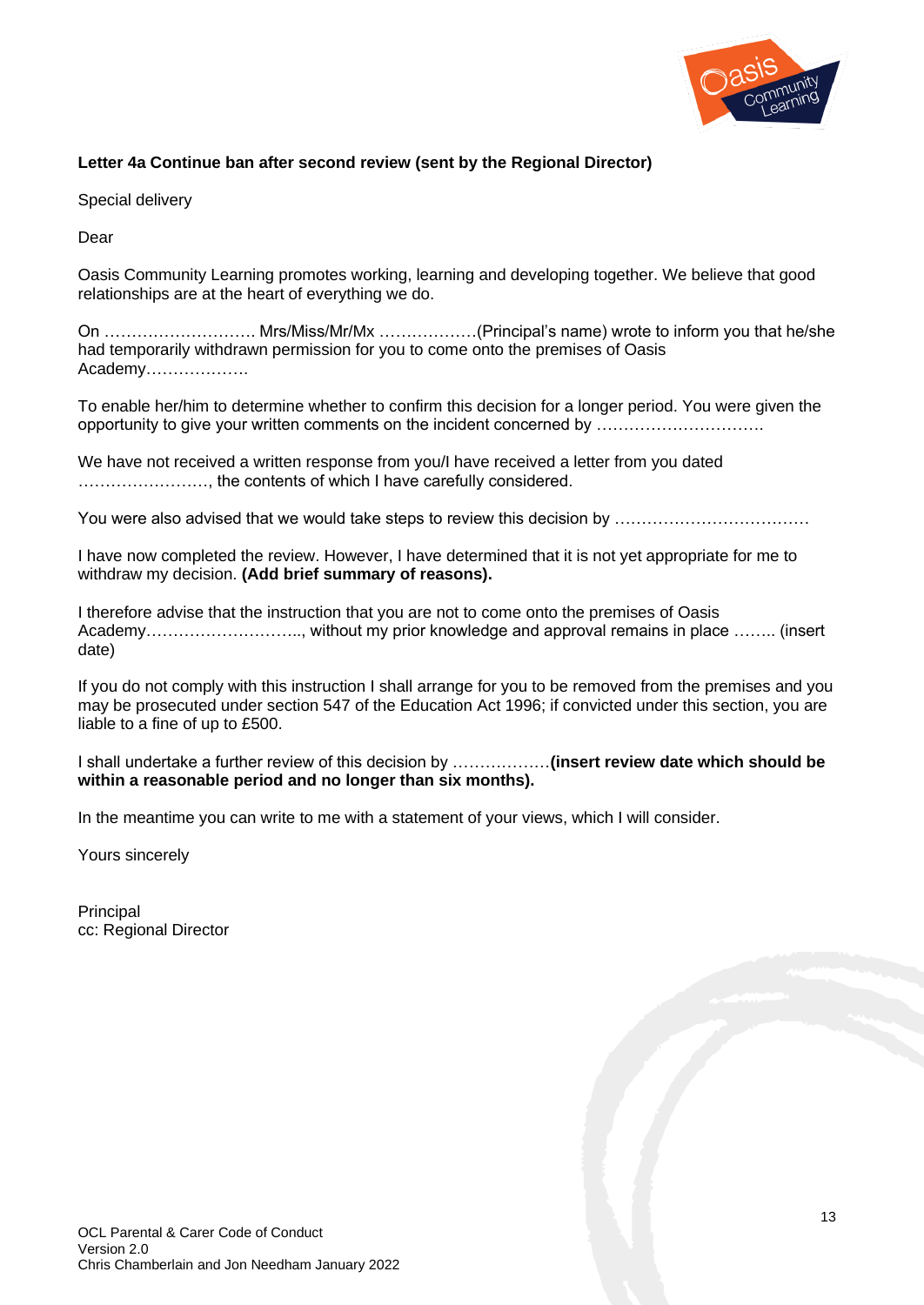**Letter 4a Continue ban after second review (sent by the Regional Director)**

Special delivery

Dear

Oasis Community Learning promotes working, learning and developing together. We believe that good relationships are at the heart of everything we do.

On ………………………. Mrs/Miss/Mr/Mx ………………(Principal's name) wrote to inform you that he/she had temporarily withdrawn permission for you to come onto the premises of Oasis Academy……………….

To enable her/him to determine whether to confirm this decision for a longer period. You were given the opportunity to give your written comments on the incident concerned by ………………………….

We have not received a written response from you/I have received a letter from you dated ……………………, the contents of which I have carefully considered.

You were also advised that we would take steps to review this decision by ………………………………

I have now completed the review. However, I have determined that it is not yet appropriate for me to withdraw my decision. **(Add brief summary of reasons).**

I therefore advise that the instruction that you are not to come onto the premises of Oasis Academy……………………….., without my prior knowledge and approval remains in place …….. (insert date)

If you do not comply with this instruction I shall arrange for you to be removed from the premises and you may be prosecuted under section 547 of the Education Act 1996; if convicted under this section, you are liable to a fine of up to £500.

I shall undertake a further review of this decision by ………………**(insert review date which should be within a reasonable period and no longer than six months).**

In the meantime you can write to me with a statement of your views, which I will consider.

Yours sincerely

Principal
cc: Regional Director

OCL Parental & Carer Code of Conduct
Version 2.0
Chris Chamberlain and Jon Needham January 2022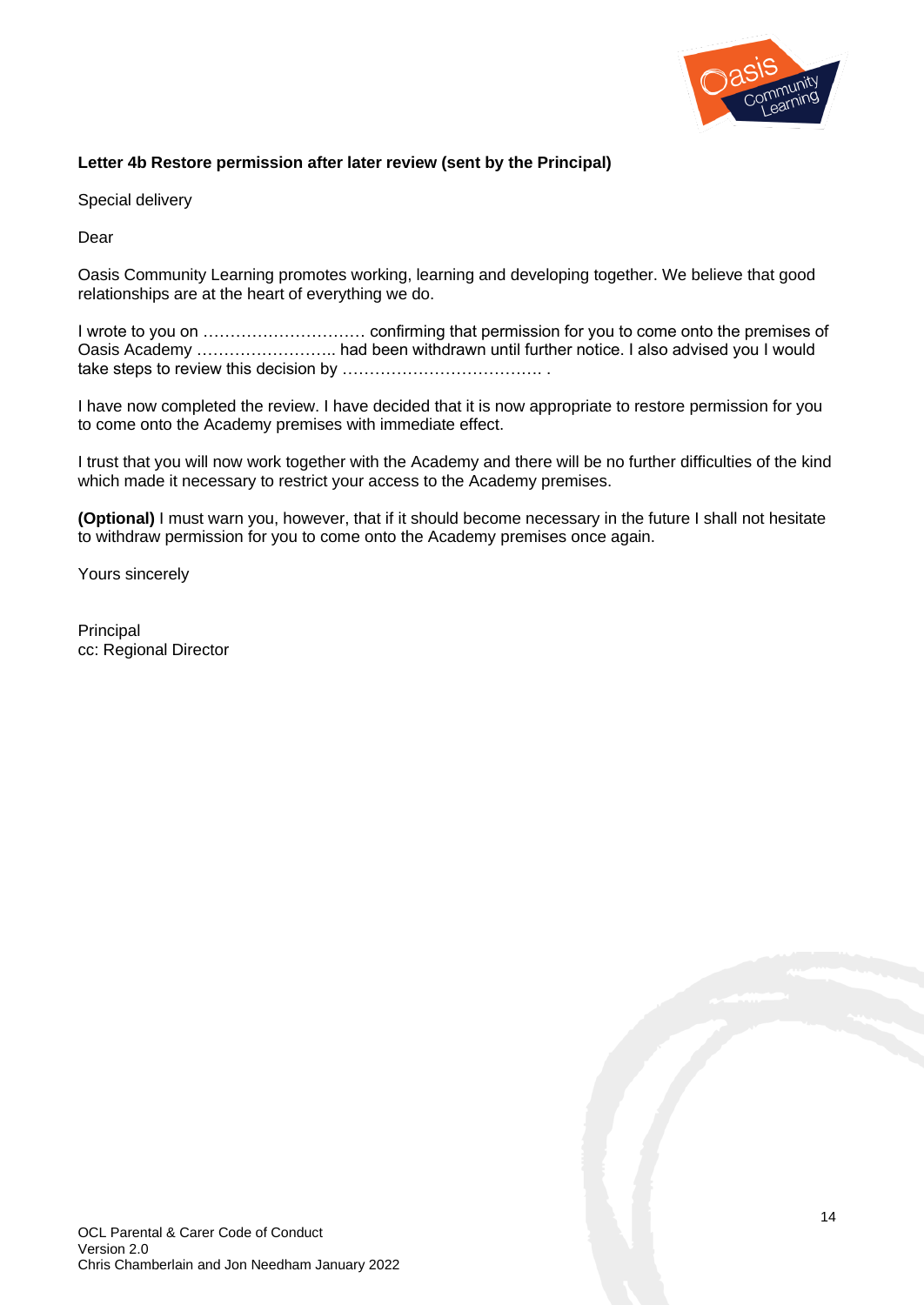**Letter 4b Restore permission after later review (sent by the Principal)**

Special delivery

Dear

Oasis Community Learning promotes working, learning and developing together. We believe that good relationships are at the heart of everything we do.

I wrote to you on ………………………… confirming that permission for you to come onto the premises of Oasis Academy …………………….. had been withdrawn until further notice. I also advised you I would take steps to review this decision by ………………………………. .

I have now completed the review. I have decided that it is now appropriate to restore permission for you to come onto the Academy premises with immediate effect.

I trust that you will now work together with the Academy and there will be no further difficulties of the kind which made it necessary to restrict your access to the Academy premises.

**(Optional)** I must warn you, however, that if it should become necessary in the future I shall not hesitate to withdraw permission for you to come onto the Academy premises once again.

Yours sincerely

Principal
cc: Regional Director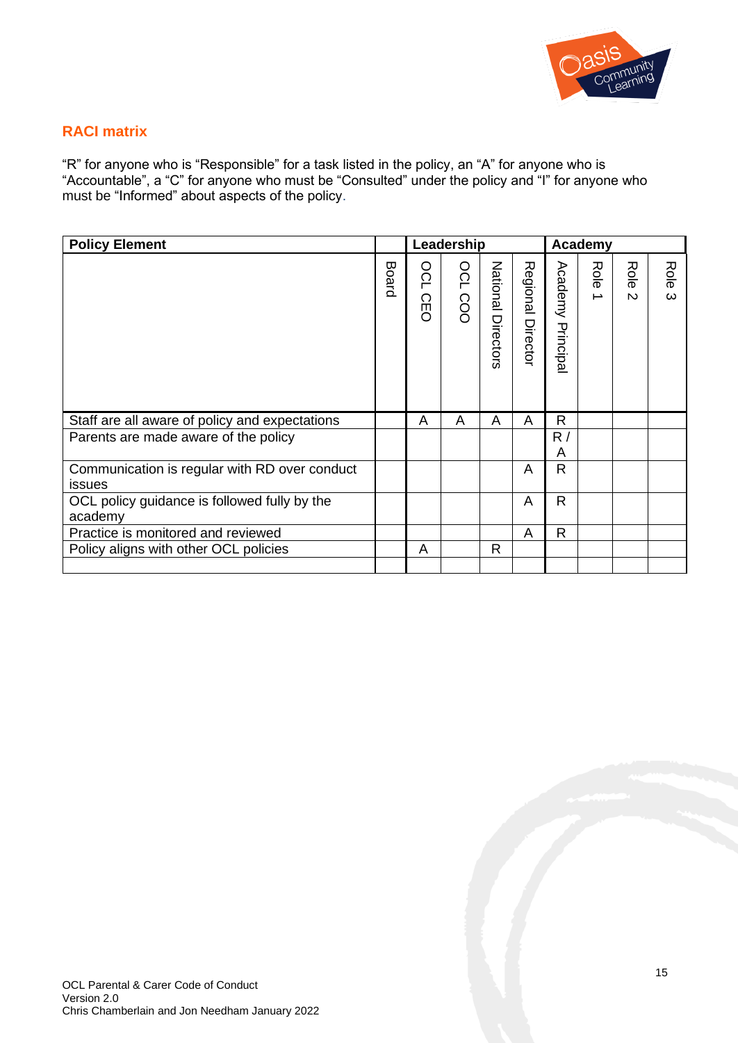## RACI matrix

"R" for anyone who is "Responsible" for a task listed in the policy, an "A" for anyone who is "Accountable", a "C" for anyone who must be "Consulted" under the policy and "I" for anyone who must be "Informed" about aspects of the policy.

| Policy Element | | Leadership | | | | Academy | | | |
|---|---|---|---|---|---|---|---|---|---|
| | Board | OCL CEO | OCL COO | National Directors | Regional Director | Academy Principal | Role 1 | Role 2 | Role 3 |
| Staff are all aware of policy and expectations | | A | A | A | A | R | | | |
| Parents are made aware of the policy | | | | | | R / A | | | |
| Communication is regular with RD over conduct issues | | | | | A | R | | | |
| OCL policy guidance is followed fully by the academy | | | | | A | R | | | |
| Practice is monitored and reviewed | | | | | A | R | | | |
| Policy aligns with other OCL policies | | A | | R | | | | | |
| | | | | | | | | | |

OCL Parental & Carer Code of Conduct
Version 2.0
Chris Chamberlain and Jon Needham January 2022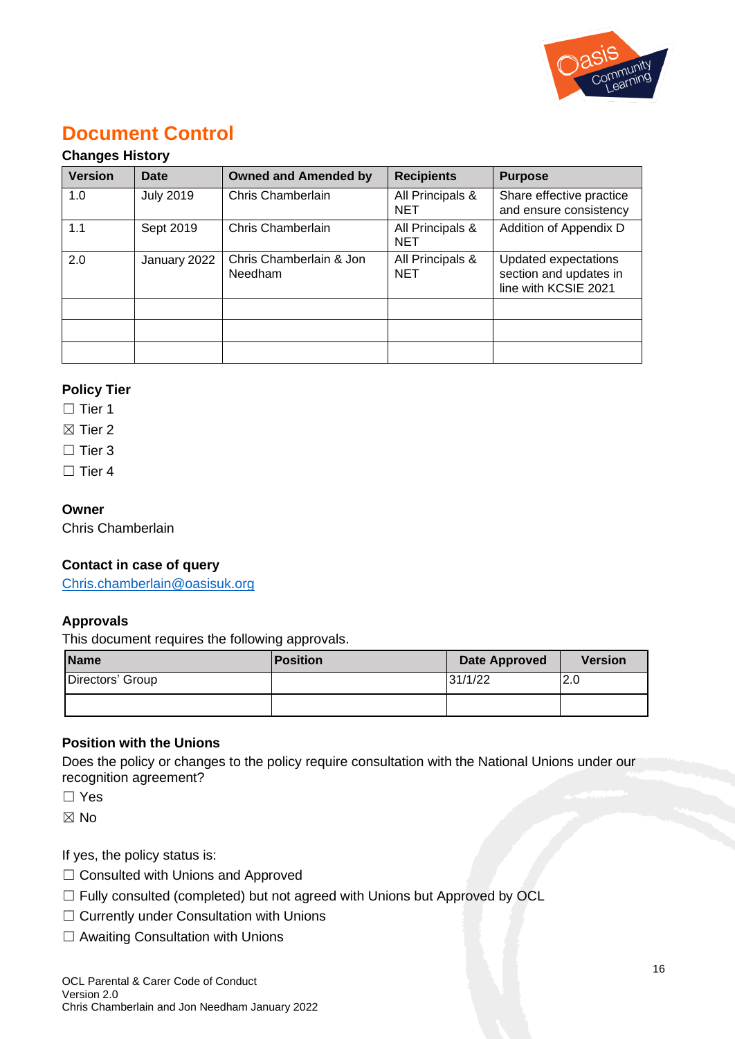# Document Control

### Changes History

| Version | Date | Owned and Amended by | Recipients | Purpose |
|---|---|---|---|---|
| 1.0 | July 2019 | Chris Chamberlain | All Principals & NET | Share effective practice and ensure consistency |
| 1.1 | Sept 2019 | Chris Chamberlain | All Principals & NET | Addition of Appendix D |
| 2.0 | January 2022 | Chris Chamberlain & Jon Needham | All Principals & NET | Updated expectations section and updates in line with KCSIE 2021 |
| | | | | |
| | | | | |
| | | | | |

### Policy Tier

☐ Tier 1

☒ Tier 2

☐ Tier 3

☐ Tier 4

### Owner

Chris Chamberlain

### Contact in case of query

Chris.chamberlain@oasisuk.org

### Approvals

This document requires the following approvals.

| Name | Position | Date Approved | Version |
|---|---|---|---|
| Directors' Group | | 31/1/22 | 2.0 |
| | | | |

### Position with the Unions

Does the policy or changes to the policy require consultation with the National Unions under our recognition agreement?

☐ Yes

☒ No

If yes, the policy status is:

☐ Consulted with Unions and Approved

☐ Fully consulted (completed) but not agreed with Unions but Approved by OCL

☐ Currently under Consultation with Unions

☐ Awaiting Consultation with Unions

OCL Parental & Carer Code of Conduct
Version 2.0
Chris Chamberlain and Jon Needham January 2022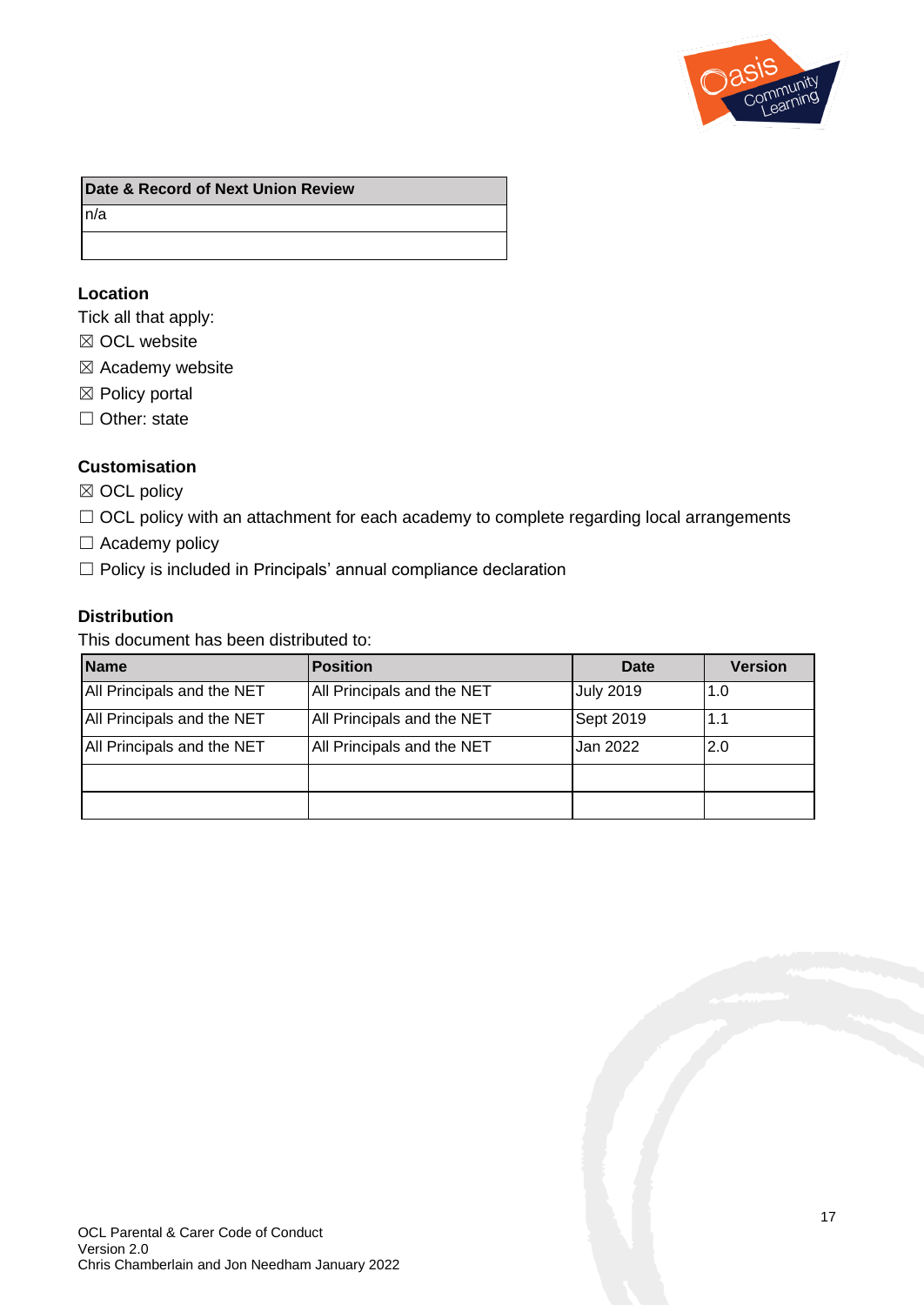| Date & Record of Next Union Review |
| --- |
| n/a |
| |

**Location**

Tick all that apply:

☒ OCL website

☒ Academy website

☒ Policy portal

☐ Other: state

**Customisation**

☒ OCL policy

☐ OCL policy with an attachment for each academy to complete regarding local arrangements

☐ Academy policy

☐ Policy is included in Principals' annual compliance declaration

**Distribution**

This document has been distributed to:

| Name | Position | Date | Version |
| --- | --- | --- | --- |
| All Principals and the NET | All Principals and the NET | July 2019 | 1.0 |
| All Principals and the NET | All Principals and the NET | Sept 2019 | 1.1 |
| All Principals and the NET | All Principals and the NET | Jan 2022 | 2.0 |
| | | | |
| | | | |